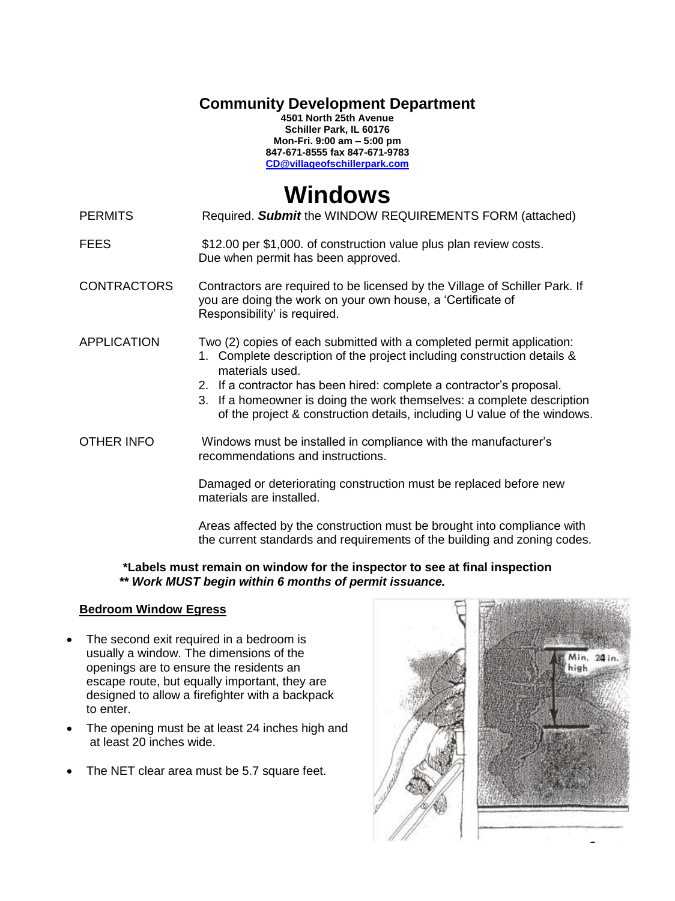## Community Development Department

**4501 North 25th Avenue**
**Schiller Park, IL 60176**
**Mon-Fri. 9:00 am – 5:00 pm**
**847-671-8555 fax 847-671-9783**
**CD@villageofschillerpark.com**

# Windows

| | |
|---|---|
| PERMITS | Required. ***Submit*** the WINDOW REQUIREMENTS FORM (attached) |
| FEES | $12.00 per $1,000. of construction value plus plan review costs. Due when permit has been approved. |
| CONTRACTORS | Contractors are required to be licensed by the Village of Schiller Park. If you are doing the work on your own house, a 'Certificate of Responsibility' is required. |
| APPLICATION | Two (2) copies of each submitted with a completed permit application: 1. Complete description of the project including construction details & materials used. 2. If a contractor has been hired: complete a contractor's proposal. 3. If a homeowner is doing the work themselves: a complete description of the project & construction details, including U value of the windows. |
| OTHER INFO | Windows must be installed in compliance with the manufacturer's recommendations and instructions. Damaged or deteriorating construction must be replaced before new materials are installed. Areas affected by the construction must be brought into compliance with the current standards and requirements of the building and zoning codes. |

**\*Labels must remain on window for the inspector to see at final inspection**
***\*\* Work MUST begin within 6 months of permit issuance.***

**Bedroom Window Egress**

- The second exit required in a bedroom is usually a window. The dimensions of the openings are to ensure the residents an escape route, but equally important, they are designed to allow a firefighter with a backpack to enter.
- The opening must be at least 24 inches high and at least 20 inches wide.
- The NET clear area must be 5.7 square feet.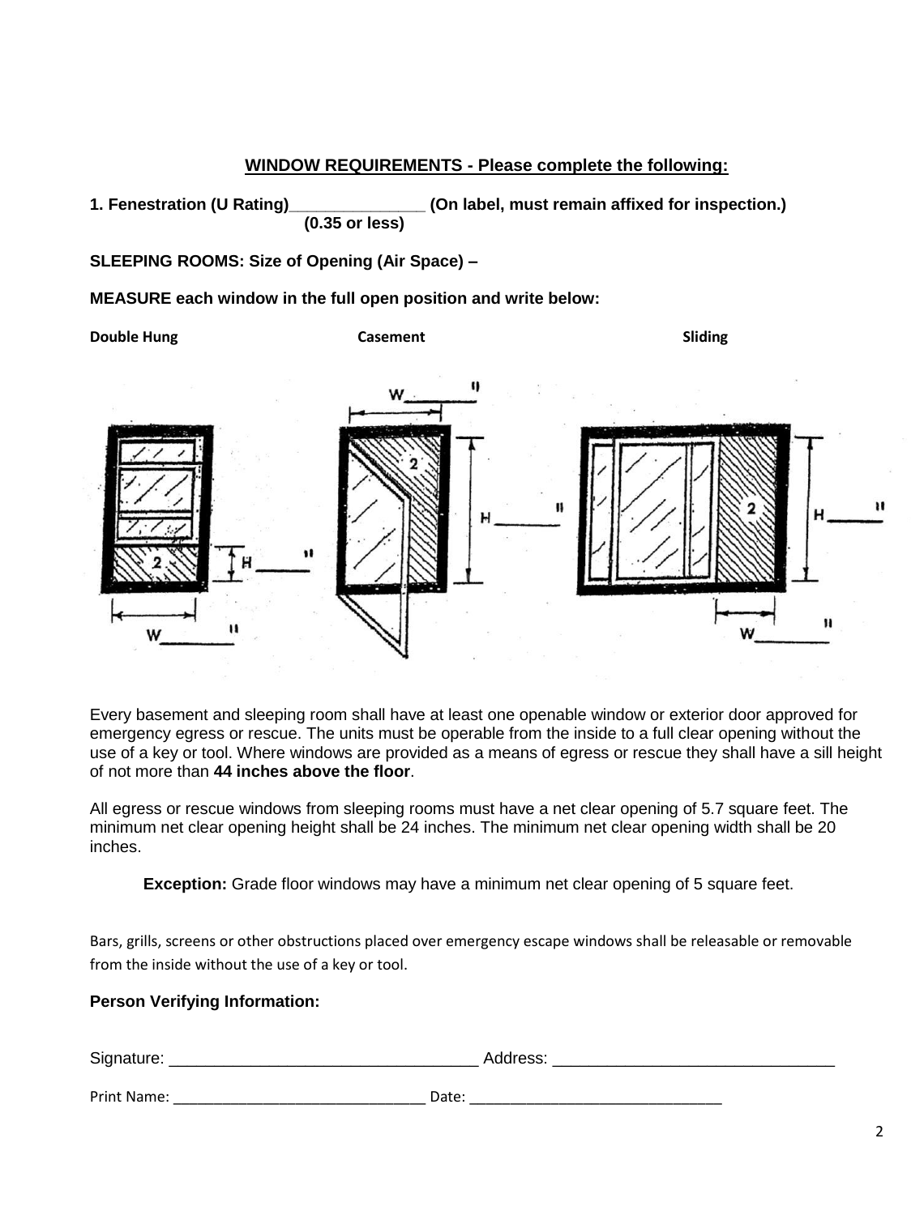## WINDOW REQUIREMENTS - Please complete the following:

**1. Fenestration (U Rating)_______________ (On label, must remain affixed for inspection.)**
**(0.35 or less)**

**SLEEPING ROOMS: Size of Opening (Air Space) –**

**MEASURE each window in the full open position and write below:**

**Double Hung** | **Casement** | **Sliding**

Double Hung: H_____" W_____"

Casement: W_____" H_____"

Sliding: H_____" W_____"

Every basement and sleeping room shall have at least one openable window or exterior door approved for emergency egress or rescue. The units must be operable from the inside to a full clear opening without the use of a key or tool. Where windows are provided as a means of egress or rescue they shall have a sill height of not more than **44 inches above the floor**.

All egress or rescue windows from sleeping rooms must have a net clear opening of 5.7 square feet. The minimum net clear opening height shall be 24 inches. The minimum net clear opening width shall be 20 inches.

> **Exception:** Grade floor windows may have a minimum net clear opening of 5 square feet.

Bars, grills, screens or other obstructions placed over emergency escape windows shall be releasable or removable from the inside without the use of a key or tool.

**Person Verifying Information:**

Signature: ___________________________________ Address: _______________________________

Print Name: ______________________________ Date: ______________________________